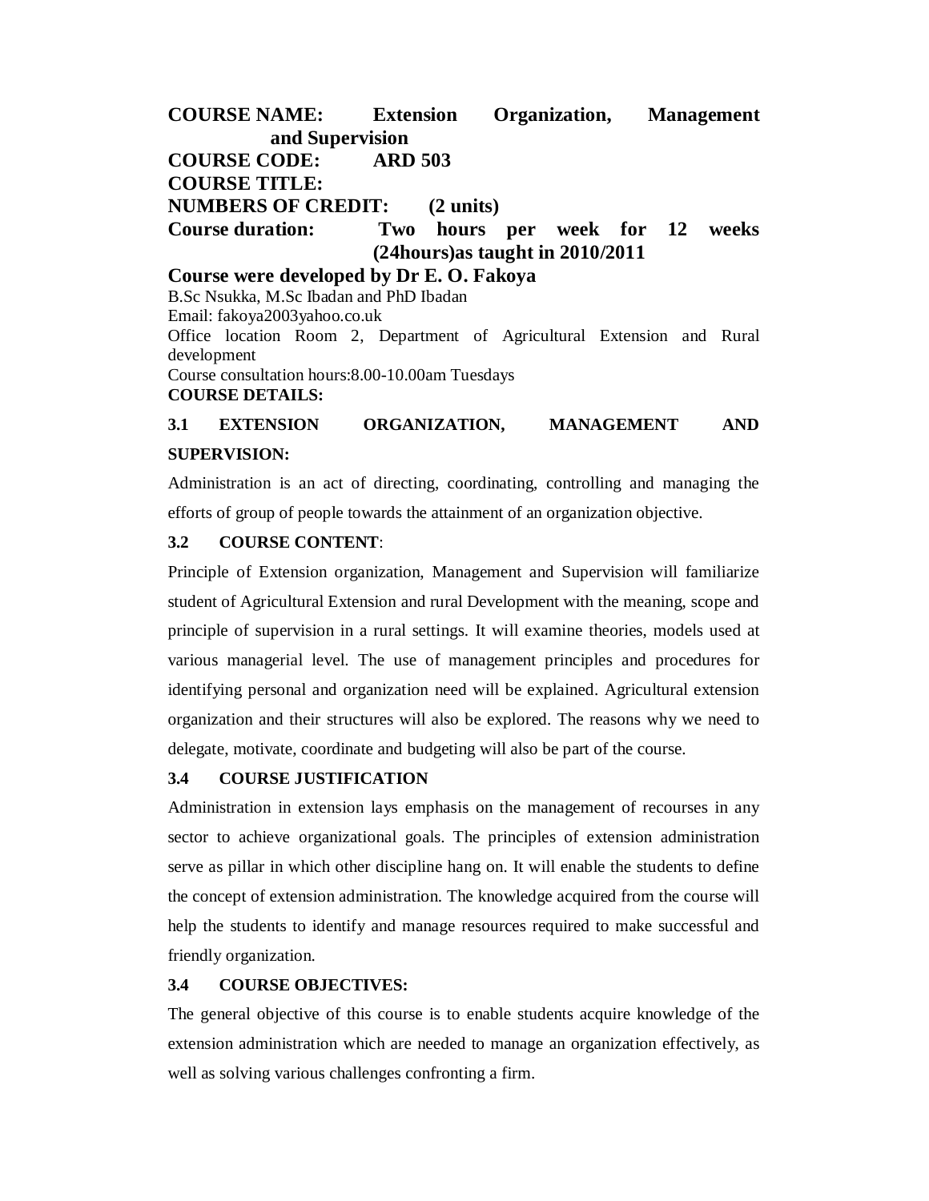**COURSE NAME:** **Extension Organization, Management and Supervision**

**COURSE CODE:** **ARD 503**

**COURSE TITLE:**

**NUMBERS OF CREDIT:** **(2 units)**

**Course duration:** **Two hours per week for 12 weeks (24hours)as taught in 2010/2011**

**Course were developed by Dr E. O. Fakoya**

B.Sc Nsukka, M.Sc Ibadan and PhD Ibadan

Email: fakoya2003yahoo.co.uk

Office location Room 2, Department of Agricultural Extension and Rural development

Course consultation hours:8.00-10.00am Tuesdays

**COURSE DETAILS:**

### 3.1 EXTENSION ORGANIZATION, MANAGEMENT AND SUPERVISION:

Administration is an act of directing, coordinating, controlling and managing the efforts of group of people towards the attainment of an organization objective.

### 3.2 COURSE CONTENT:

Principle of Extension organization, Management and Supervision will familiarize student of Agricultural Extension and rural Development with the meaning, scope and principle of supervision in a rural settings. It will examine theories, models used at various managerial level. The use of management principles and procedures for identifying personal and organization need will be explained. Agricultural extension organization and their structures will also be explored. The reasons why we need to delegate, motivate, coordinate and budgeting will also be part of the course.

### 3.4 COURSE JUSTIFICATION

Administration in extension lays emphasis on the management of recourses in any sector to achieve organizational goals. The principles of extension administration serve as pillar in which other discipline hang on. It will enable the students to define the concept of extension administration. The knowledge acquired from the course will help the students to identify and manage resources required to make successful and friendly organization.

### 3.4 COURSE OBJECTIVES:

The general objective of this course is to enable students acquire knowledge of the extension administration which are needed to manage an organization effectively, as well as solving various challenges confronting a firm.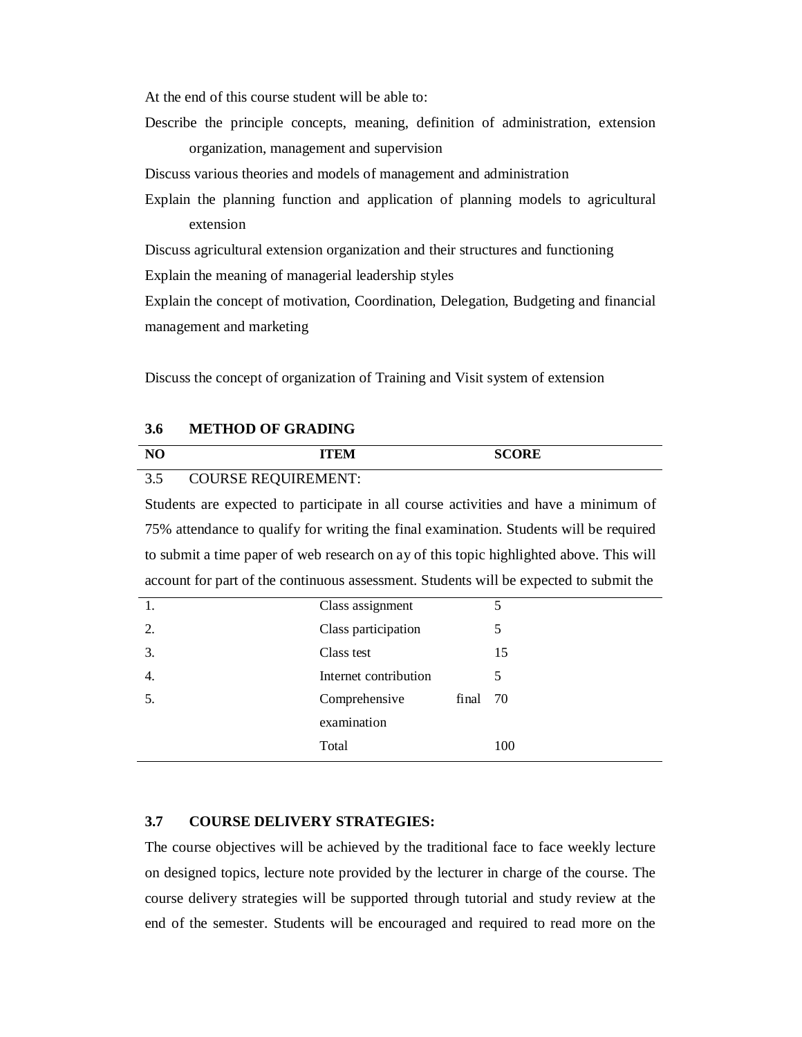At the end of this course student will be able to:

Describe the principle concepts, meaning, definition of administration, extension organization, management and supervision

Discuss various theories and models of management and administration

Explain the planning function and application of planning models to agricultural extension

Discuss agricultural extension organization and their structures and functioning

Explain the meaning of managerial leadership styles

Explain the concept of motivation, Coordination, Delegation, Budgeting and financial management and marketing

Discuss the concept of organization of Training and Visit system of extension

### 3.6 METHOD OF GRADING

3.5 COURSE REQUIREMENT:

Students are expected to participate in all course activities and have a minimum of 75% attendance to qualify for writing the final examination. Students will be required to submit a time paper of web research on ay of this topic highlighted above. This will account for part of the continuous assessment. Students will be expected to submit the

| NO | ITEM | SCORE |
|---|---|---|
| 1. | Class assignment | 5 |
| 2. | Class participation | 5 |
| 3. | Class test | 15 |
| 4. | Internet contribution | 5 |
| 5. | Comprehensive final examination | 70 |
| | Total | 100 |

### 3.7 COURSE DELIVERY STRATEGIES:

The course objectives will be achieved by the traditional face to face weekly lecture on designed topics, lecture note provided by the lecturer in charge of the course. The course delivery strategies will be supported through tutorial and study review at the end of the semester. Students will be encouraged and required to read more on the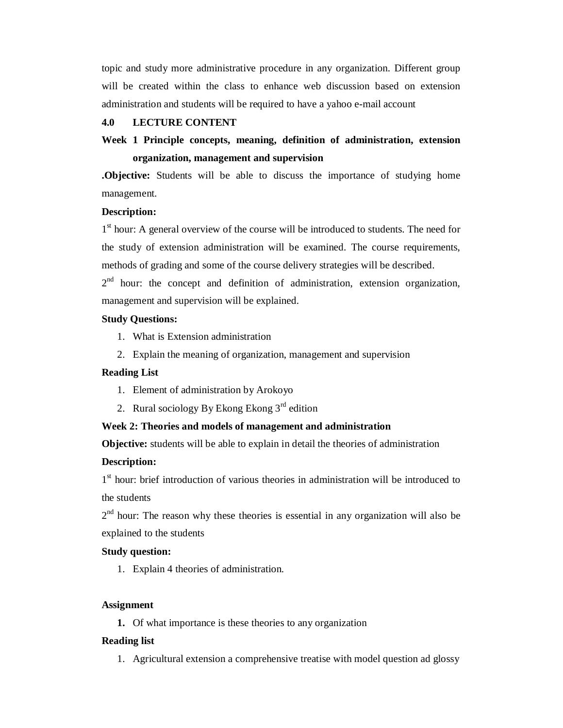topic and study more administrative procedure in any organization. Different group will be created within the class to enhance web discussion based on extension administration and students will be required to have a yahoo e-mail account

## 4.0 LECTURE CONTENT

### Week 1 Principle concepts, meaning, definition of administration, extension organization, management and supervision

**.Objective:** Students will be able to discuss the importance of studying home management.

**Description:**

1st hour: A general overview of the course will be introduced to students. The need for the study of extension administration will be examined. The course requirements, methods of grading and some of the course delivery strategies will be described.

2nd hour: the concept and definition of administration, extension organization, management and supervision will be explained.

**Study Questions:**

1. What is Extension administration
2. Explain the meaning of organization, management and supervision

**Reading List**

1. Element of administration by Arokoyo
2. Rural sociology By Ekong Ekong 3rd edition

### Week 2: Theories and models of management and administration

**Objective:** students will be able to explain in detail the theories of administration

**Description:**

1st hour: brief introduction of various theories in administration will be introduced to the students

2nd hour: The reason why these theories is essential in any organization will also be explained to the students

**Study question:**

1. Explain 4 theories of administration.

**Assignment**

1. Of what importance is these theories to any organization

**Reading list**

1. Agricultural extension a comprehensive treatise with model question ad glossy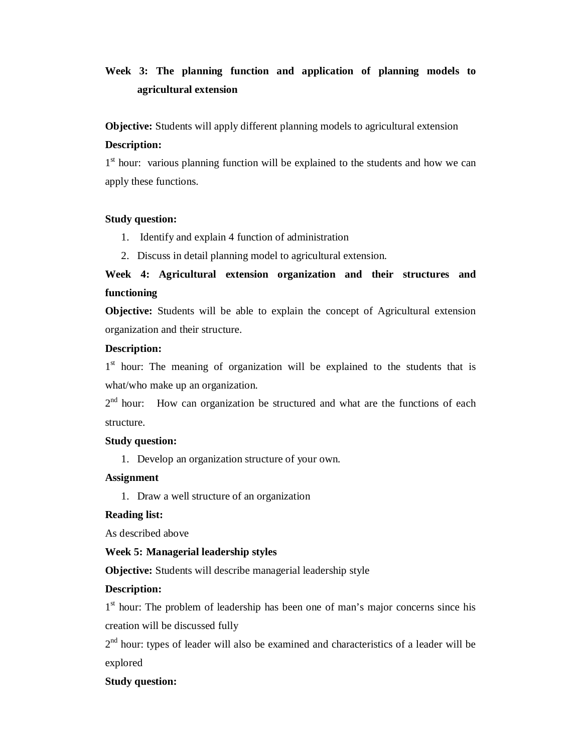**Week 3: The planning function and application of planning models to agricultural extension**

**Objective:** Students will apply different planning models to agricultural extension

**Description:**

1st hour: various planning function will be explained to the students and how we can apply these functions.

**Study question:**

1. Identify and explain 4 function of administration
2. Discuss in detail planning model to agricultural extension.

**Week 4: Agricultural extension organization and their structures and functioning**

**Objective:** Students will be able to explain the concept of Agricultural extension organization and their structure.

**Description:**

1st hour: The meaning of organization will be explained to the students that is what/who make up an organization.

2nd hour: How can organization be structured and what are the functions of each structure.

**Study question:**

1. Develop an organization structure of your own.

**Assignment**

1. Draw a well structure of an organization

**Reading list:**

As described above

**Week 5: Managerial leadership styles**

**Objective:** Students will describe managerial leadership style

**Description:**

1st hour: The problem of leadership has been one of man's major concerns since his creation will be discussed fully

2nd hour: types of leader will also be examined and characteristics of a leader will be explored

**Study question:**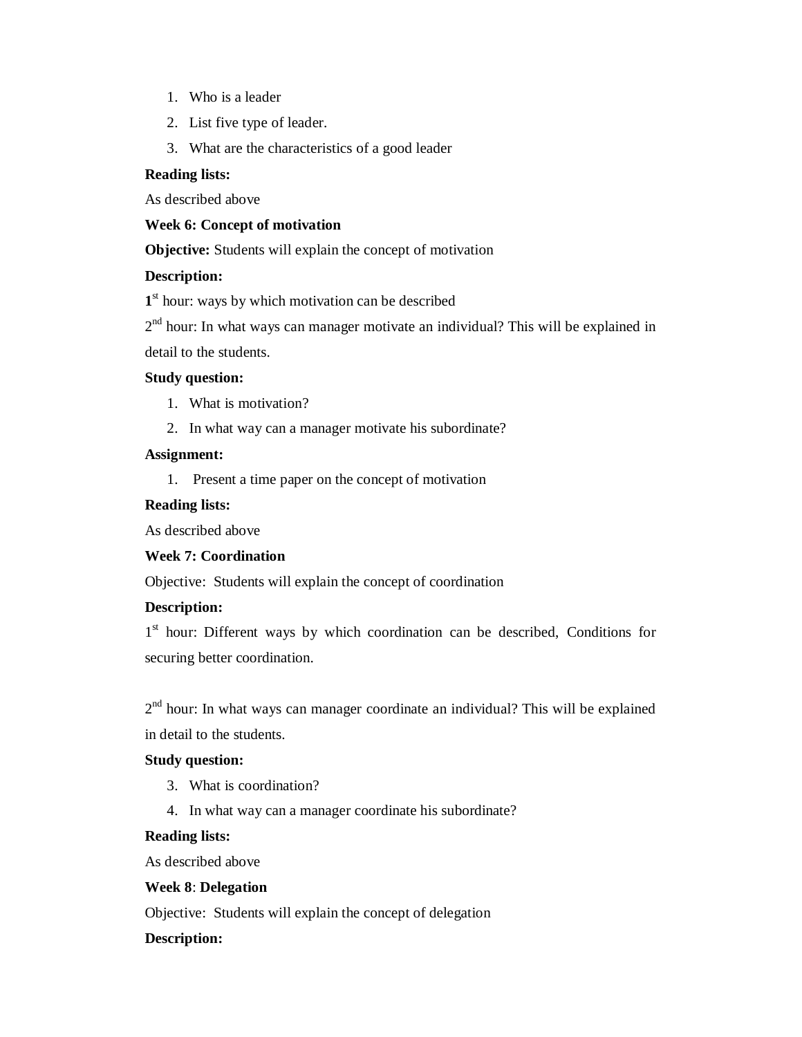1. Who is a leader
2. List five type of leader.
3. What are the characteristics of a good leader

**Reading lists:**

As described above

**Week 6: Concept of motivation**

**Objective:** Students will explain the concept of motivation

**Description:**

**1**st hour: ways by which motivation can be described

2nd hour: In what ways can manager motivate an individual? This will be explained in detail to the students.

**Study question:**

1. What is motivation?
2. In what way can a manager motivate his subordinate?

**Assignment:**

1. Present a time paper on the concept of motivation

**Reading lists:**

As described above

**Week 7: Coordination**

Objective: Students will explain the concept of coordination

**Description:**

1st hour: Different ways by which coordination can be described, Conditions for securing better coordination.

2nd hour: In what ways can manager coordinate an individual? This will be explained in detail to the students.

**Study question:**

3. What is coordination?
4. In what way can a manager coordinate his subordinate?

**Reading lists:**

As described above

**Week 8**: **Delegation**

Objective: Students will explain the concept of delegation

**Description:**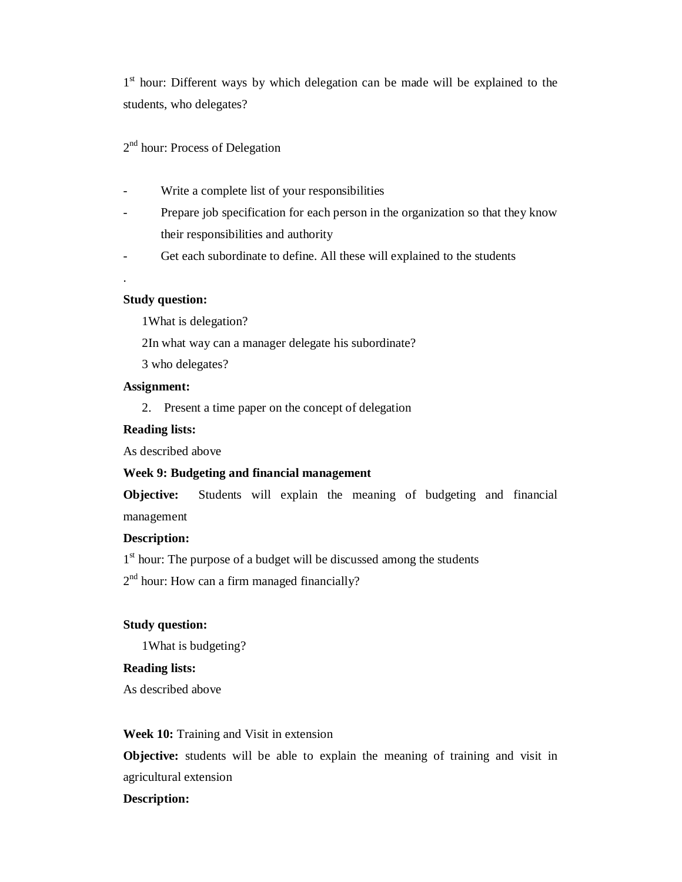1st hour: Different ways by which delegation can be made will be explained to the students, who delegates?

2nd hour: Process of Delegation

- Write a complete list of your responsibilities
- Prepare job specification for each person in the organization so that they know their responsibilities and authority
- Get each subordinate to define. All these will explained to the students

.

**Study question:**

1What is delegation?

2In what way can a manager delegate his subordinate?

3 who delegates?

**Assignment:**

2. Present a time paper on the concept of delegation

**Reading lists:**

As described above

**Week 9: Budgeting and financial management**

**Objective:** Students will explain the meaning of budgeting and financial management

**Description:**

1st hour: The purpose of a budget will be discussed among the students

2nd hour: How can a firm managed financially?

**Study question:**

1What is budgeting?

**Reading lists:**

As described above

**Week 10:** Training and Visit in extension

**Objective:** students will be able to explain the meaning of training and visit in agricultural extension

**Description:**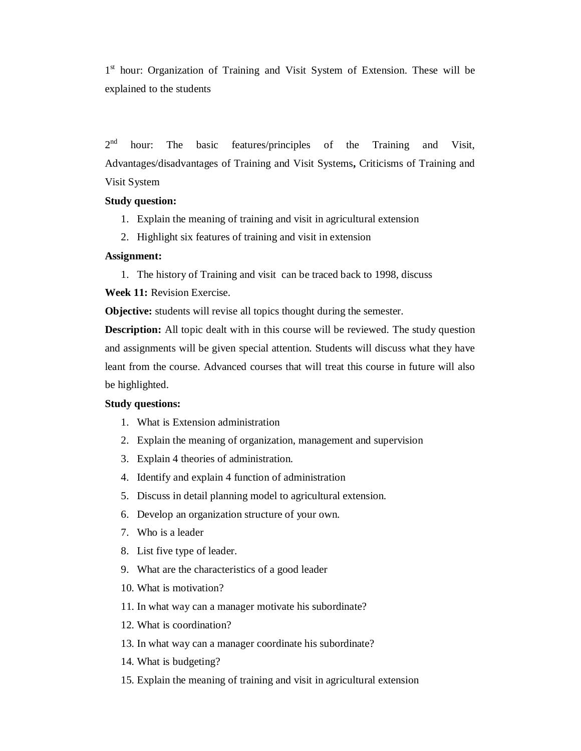1st hour: Organization of Training and Visit System of Extension. These will be explained to the students

2nd hour: The basic features/principles of the Training and Visit, Advantages/disadvantages of Training and Visit Systems**,** Criticisms of Training and Visit System

**Study question:**

1. Explain the meaning of training and visit in agricultural extension
2. Highlight six features of training and visit in extension

**Assignment:**

1. The history of Training and visit can be traced back to 1998, discuss

**Week 11:** Revision Exercise.

**Objective:** students will revise all topics thought during the semester.

**Description:** All topic dealt with in this course will be reviewed. The study question and assignments will be given special attention. Students will discuss what they have leant from the course. Advanced courses that will treat this course in future will also be highlighted.

**Study questions:**

1. What is Extension administration
2. Explain the meaning of organization, management and supervision
3. Explain 4 theories of administration.
4. Identify and explain 4 function of administration
5. Discuss in detail planning model to agricultural extension.
6. Develop an organization structure of your own.
7. Who is a leader
8. List five type of leader.
9. What are the characteristics of a good leader
10. What is motivation?
11. In what way can a manager motivate his subordinate?
12. What is coordination?
13. In what way can a manager coordinate his subordinate?
14. What is budgeting?
15. Explain the meaning of training and visit in agricultural extension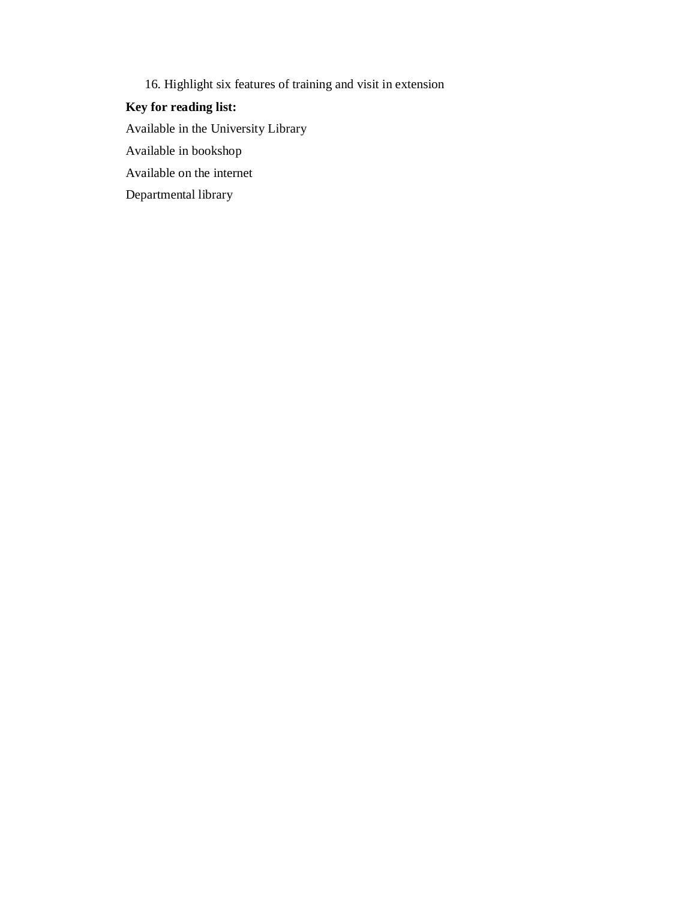16. Highlight six features of training and visit in extension

**Key for reading list:**

Available in the University Library

Available in bookshop

Available on the internet

Departmental library